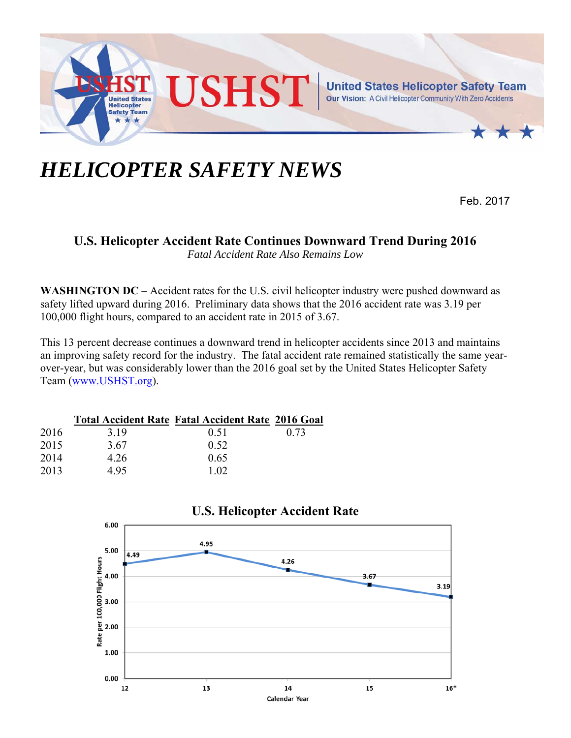USHST | United States Helicopter Safety Team

Our Vision: A Civil Helicopter Community With Zero Accidents

# HELICOPTER SAFETY NEWS

Feb. 2017

## U.S. Helicopter Accident Rate Continues Downward Trend During 2016

*Fatal Accident Rate Also Remains Low*

**WASHINGTON DC** – Accident rates for the U.S. civil helicopter industry were pushed downward as safety lifted upward during 2016. Preliminary data shows that the 2016 accident rate was 3.19 per 100,000 flight hours, compared to an accident rate in 2015 of 3.67.

This 13 percent decrease continues a downward trend in helicopter accidents since 2013 and maintains an improving safety record for the industry. The fatal accident rate remained statistically the same year-over-year, but was considerably lower than the 2016 goal set by the United States Helicopter Safety Team (www.USHST.org).

| | Total Accident Rate | Fatal Accident Rate | 2016 Goal |
|---|---|---|---|
| 2016 | 3.19 | 0.51 | 0.73 |
| 2015 | 3.67 | 0.52 | |
| 2014 | 4.26 | 0.65 | |
| 2013 | 4.95 | 1.02 | |

### U.S. Helicopter Accident Rate

| Calendar Year | Rate per 100,000 Flight Hours |
|---|---|
| 12 | 4.49 |
| 13 | 4.95 |
| 14 | 4.26 |
| 15 | 3.67 |
| 16* | 3.19 |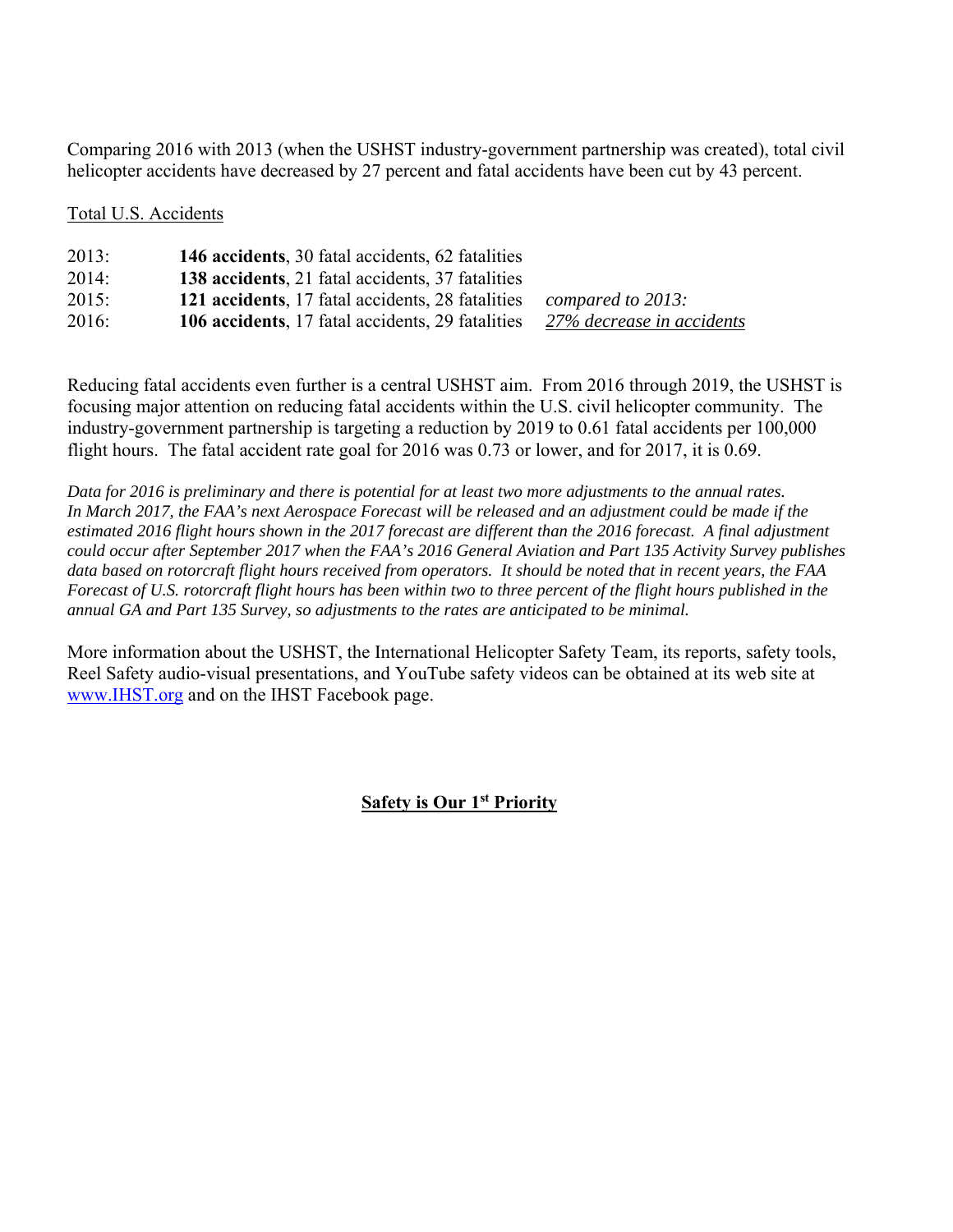Comparing 2016 with 2013 (when the USHST industry-government partnership was created), total civil helicopter accidents have decreased by 27 percent and fatal accidents have been cut by 43 percent.

Total U.S. Accidents

| | | |
|---|---|---|
| 2013: | **146 accidents**, 30 fatal accidents, 62 fatalities | |
| 2014: | **138 accidents**, 21 fatal accidents, 37 fatalities | |
| 2015: | **121 accidents**, 17 fatal accidents, 28 fatalities | *compared to 2013:* |
| 2016: | **106 accidents**, 17 fatal accidents, 29 fatalities | *27% decrease in accidents* |

Reducing fatal accidents even further is a central USHST aim. From 2016 through 2019, the USHST is focusing major attention on reducing fatal accidents within the U.S. civil helicopter community. The industry-government partnership is targeting a reduction by 2019 to 0.61 fatal accidents per 100,000 flight hours. The fatal accident rate goal for 2016 was 0.73 or lower, and for 2017, it is 0.69.

*Data for 2016 is preliminary and there is potential for at least two more adjustments to the annual rates. In March 2017, the FAA's next Aerospace Forecast will be released and an adjustment could be made if the estimated 2016 flight hours shown in the 2017 forecast are different than the 2016 forecast. A final adjustment could occur after September 2017 when the FAA's 2016 General Aviation and Part 135 Activity Survey publishes data based on rotorcraft flight hours received from operators. It should be noted that in recent years, the FAA Forecast of U.S. rotorcraft flight hours has been within two to three percent of the flight hours published in the annual GA and Part 135 Survey, so adjustments to the rates are anticipated to be minimal.*

More information about the USHST, the International Helicopter Safety Team, its reports, safety tools, Reel Safety audio-visual presentations, and YouTube safety videos can be obtained at its web site at [www.IHST.org](http://www.IHST.org) and on the IHST Facebook page.

**Safety is Our 1st Priority**